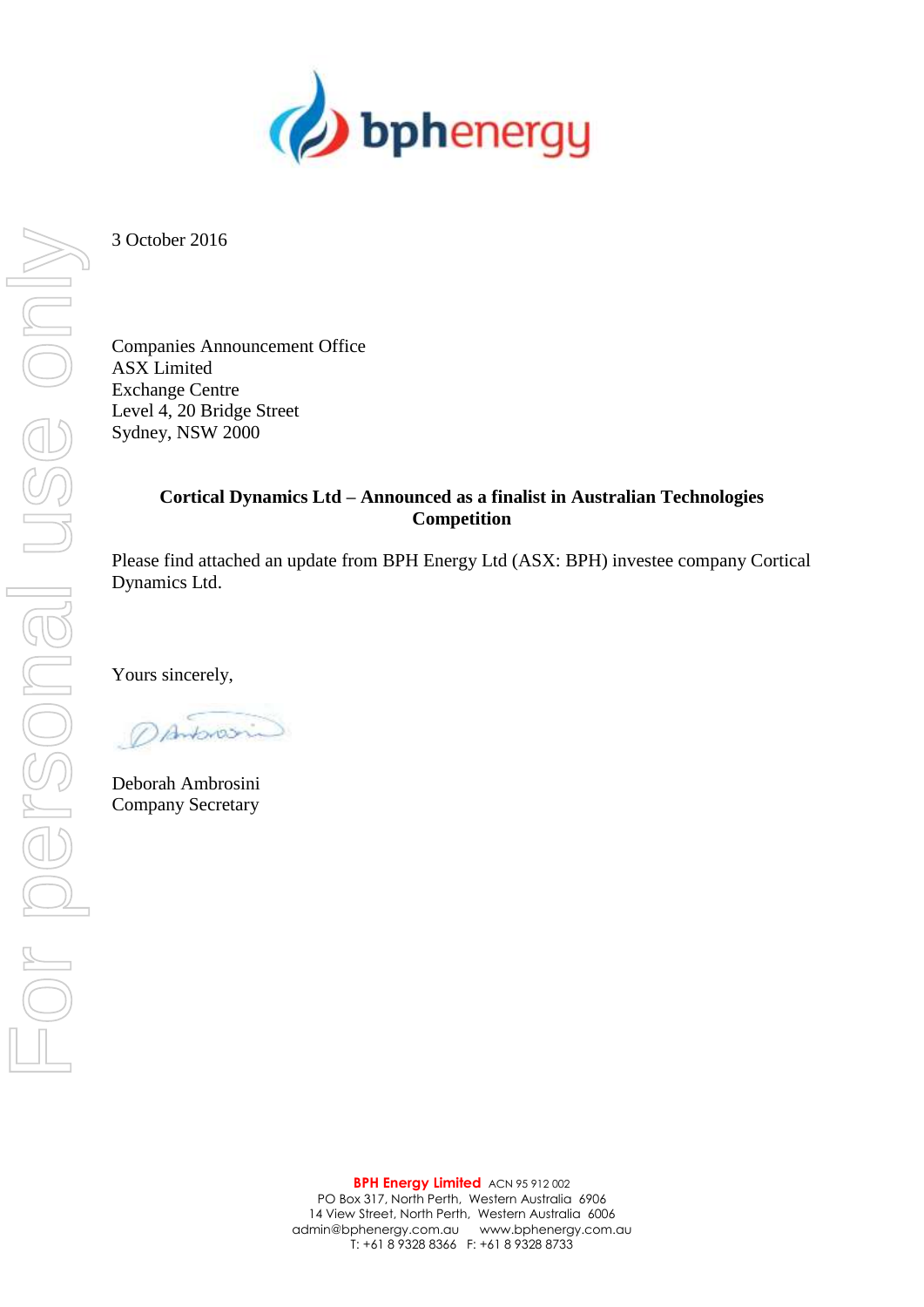3 October 2016

Companies Announcement Office
ASX Limited
Exchange Centre
Level 4, 20 Bridge Street
Sydney, NSW 2000

**Cortical Dynamics Ltd – Announced as a finalist in Australian Technologies Competition**

Please find attached an update from BPH Energy Ltd (ASX: BPH) investee company Cortical Dynamics Ltd.

Yours sincerely,

Deborah Ambrosini
Company Secretary

**BPH Energy Limited** ACN 95 912 002
PO Box 317, North Perth, Western Australia 6906
14 View Street, North Perth, Western Australia 6006
admin@bphenergy.com.au www.bphenergy.com.au
T: +61 8 9328 8366 F: +61 8 9328 8733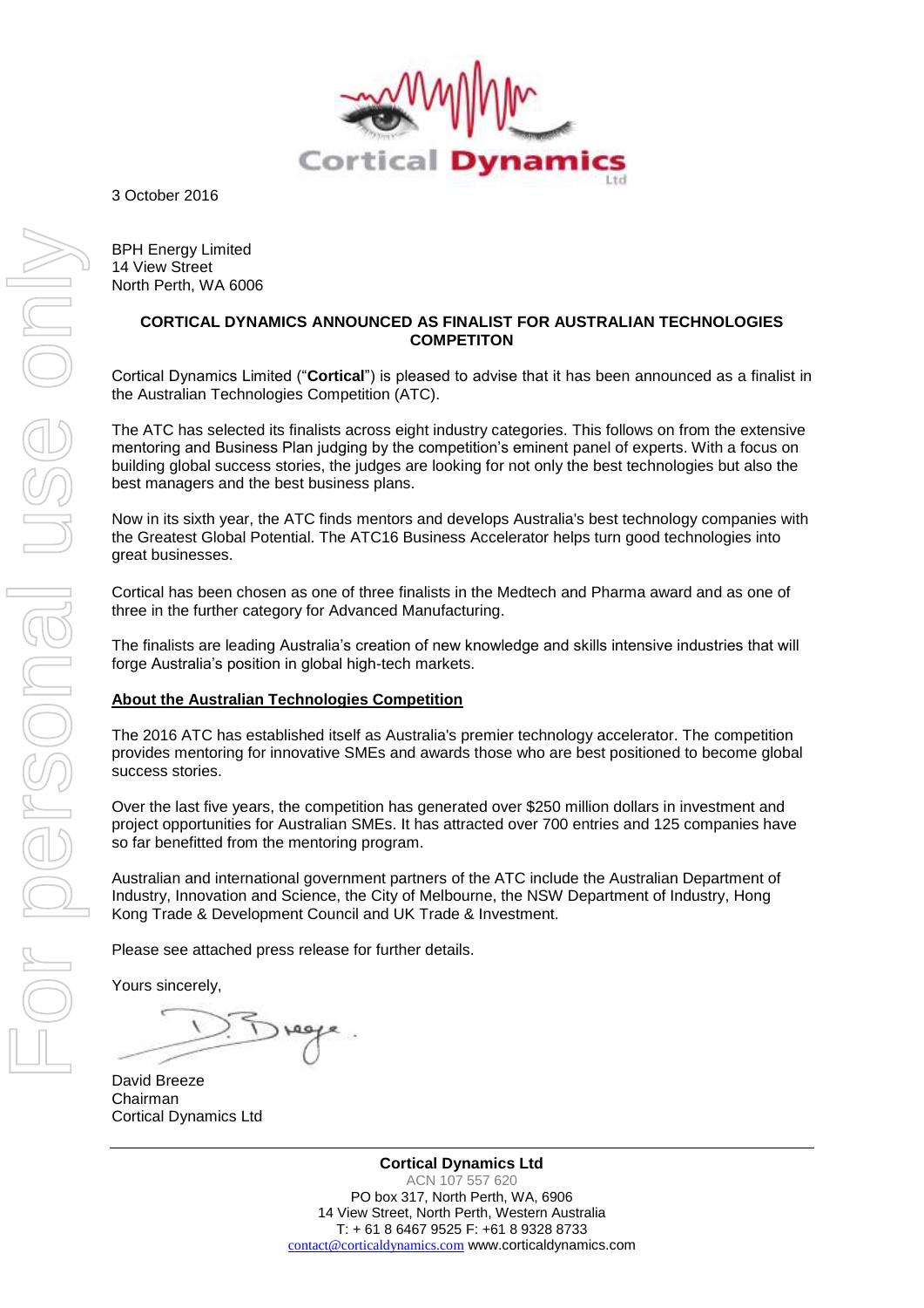Cortical Dynamics Ltd

3 October 2016

BPH Energy Limited
14 View Street
North Perth, WA 6006

**CORTICAL DYNAMICS ANNOUNCED AS FINALIST FOR AUSTRALIAN TECHNOLOGIES COMPETITON**

Cortical Dynamics Limited ("**Cortical**") is pleased to advise that it has been announced as a finalist in the Australian Technologies Competition (ATC).

The ATC has selected its finalists across eight industry categories. This follows on from the extensive mentoring and Business Plan judging by the competition's eminent panel of experts. With a focus on building global success stories, the judges are looking for not only the best technologies but also the best managers and the best business plans.

Now in its sixth year, the ATC finds mentors and develops Australia's best technology companies with the Greatest Global Potential. The ATC16 Business Accelerator helps turn good technologies into great businesses.

Cortical has been chosen as one of three finalists in the Medtech and Pharma award and as one of three in the further category for Advanced Manufacturing.

The finalists are leading Australia's creation of new knowledge and skills intensive industries that will forge Australia's position in global high-tech markets.

**About the Australian Technologies Competition**

The 2016 ATC has established itself as Australia's premier technology accelerator. The competition provides mentoring for innovative SMEs and awards those who are best positioned to become global success stories.

Over the last five years, the competition has generated over $250 million dollars in investment and project opportunities for Australian SMEs. It has attracted over 700 entries and 125 companies have so far benefitted from the mentoring program.

Australian and international government partners of the ATC include the Australian Department of Industry, Innovation and Science, the City of Melbourne, the NSW Department of Industry, Hong Kong Trade & Development Council and UK Trade & Investment.

Please see attached press release for further details.

Yours sincerely,

David Breeze
Chairman
Cortical Dynamics Ltd

**Cortical Dynamics Ltd**
ACN 107 557 620
PO box 317, North Perth, WA, 6906
14 View Street, North Perth, Western Australia
T: + 61 8 6467 9525 F: +61 8 9328 8733
contact@corticaldynamics.com www.corticaldynamics.com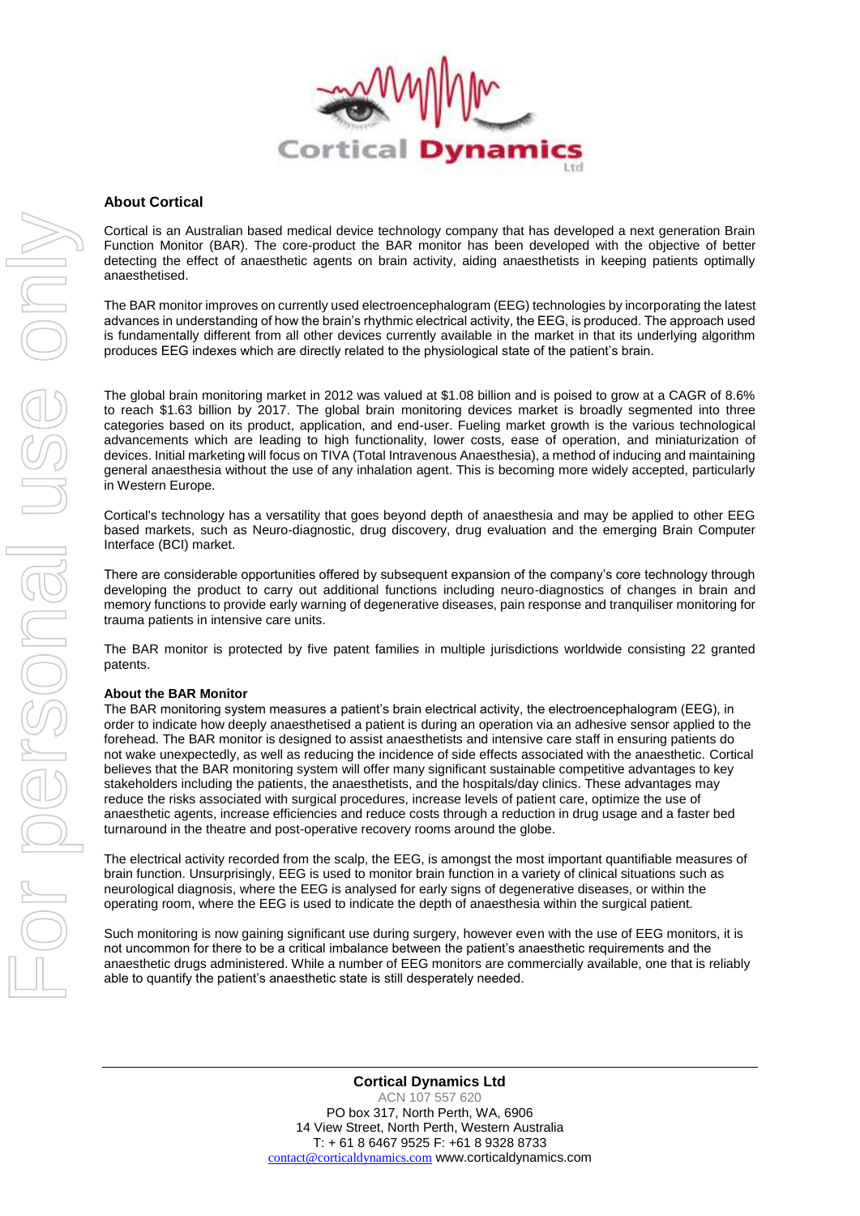## About Cortical

Cortical is an Australian based medical device technology company that has developed a next generation Brain Function Monitor (BAR). The core-product the BAR monitor has been developed with the objective of better detecting the effect of anaesthetic agents on brain activity, aiding anaesthetists in keeping patients optimally anaesthetised.

The BAR monitor improves on currently used electroencephalogram (EEG) technologies by incorporating the latest advances in understanding of how the brain's rhythmic electrical activity, the EEG, is produced. The approach used is fundamentally different from all other devices currently available in the market in that its underlying algorithm produces EEG indexes which are directly related to the physiological state of the patient's brain.

The global brain monitoring market in 2012 was valued at $1.08 billion and is poised to grow at a CAGR of 8.6% to reach $1.63 billion by 2017. The global brain monitoring devices market is broadly segmented into three categories based on its product, application, and end-user. Fueling market growth is the various technological advancements which are leading to high functionality, lower costs, ease of operation, and miniaturization of devices. Initial marketing will focus on TIVA (Total Intravenous Anaesthesia), a method of inducing and maintaining general anaesthesia without the use of any inhalation agent. This is becoming more widely accepted, particularly in Western Europe.

Cortical's technology has a versatility that goes beyond depth of anaesthesia and may be applied to other EEG based markets, such as Neuro-diagnostic, drug discovery, drug evaluation and the emerging Brain Computer Interface (BCI) market.

There are considerable opportunities offered by subsequent expansion of the company's core technology through developing the product to carry out additional functions including neuro-diagnostics of changes in brain and memory functions to provide early warning of degenerative diseases, pain response and tranquiliser monitoring for trauma patients in intensive care units.

The BAR monitor is protected by five patent families in multiple jurisdictions worldwide consisting 22 granted patents.

### About the BAR Monitor

The BAR monitoring system measures a patient's brain electrical activity, the electroencephalogram (EEG), in order to indicate how deeply anaesthetised a patient is during an operation via an adhesive sensor applied to the forehead. The BAR monitor is designed to assist anaesthetists and intensive care staff in ensuring patients do not wake unexpectedly, as well as reducing the incidence of side effects associated with the anaesthetic. Cortical believes that the BAR monitoring system will offer many significant sustainable competitive advantages to key stakeholders including the patients, the anaesthetists, and the hospitals/day clinics. These advantages may reduce the risks associated with surgical procedures, increase levels of patient care, optimize the use of anaesthetic agents, increase efficiencies and reduce costs through a reduction in drug usage and a faster bed turnaround in the theatre and post-operative recovery rooms around the globe.

The electrical activity recorded from the scalp, the EEG, is amongst the most important quantifiable measures of brain function. Unsurprisingly, EEG is used to monitor brain function in a variety of clinical situations such as neurological diagnosis, where the EEG is analysed for early signs of degenerative diseases, or within the operating room, where the EEG is used to indicate the depth of anaesthesia within the surgical patient.

Such monitoring is now gaining significant use during surgery, however even with the use of EEG monitors, it is not uncommon for there to be a critical imbalance between the patient's anaesthetic requirements and the anaesthetic drugs administered. While a number of EEG monitors are commercially available, one that is reliably able to quantify the patient's anaesthetic state is still desperately needed.

**Cortical Dynamics Ltd**
ACN 107 557 620
PO box 317, North Perth, WA, 6906
14 View Street, North Perth, Western Australia
T: + 61 8 6467 9525 F: +61 8 9328 8733
contact@corticaldynamics.com www.corticaldynamics.com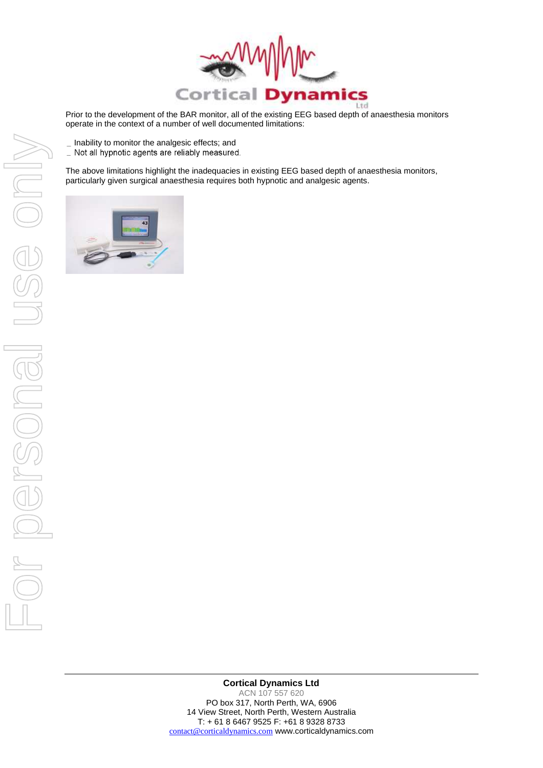Prior to the development of the BAR monitor, all of the existing EEG based depth of anaesthesia monitors operate in the context of a number of well documented limitations:

- Inability to monitor the analgesic effects; and
- Not all hypnotic agents are reliably measured.

The above limitations highlight the inadequacies in existing EEG based depth of anaesthesia monitors, particularly given surgical anaesthesia requires both hypnotic and analgesic agents.

**Cortical Dynamics Ltd**
ACN 107 557 620
PO box 317, North Perth, WA, 6906
14 View Street, North Perth, Western Australia
T: + 61 8 6467 9525 F: +61 8 9328 8733
contact@corticaldynamics.com www.corticaldynamics.com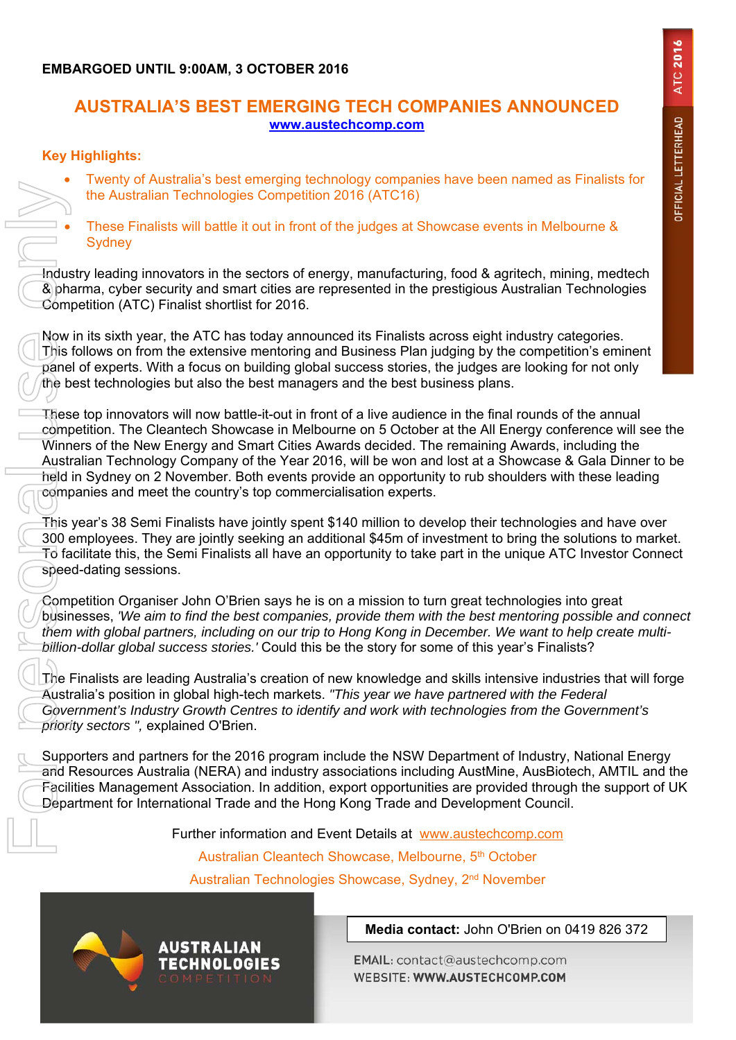**EMBARGOED UNTIL 9:00AM, 3 OCTOBER 2016**

# AUSTRALIA'S BEST EMERGING TECH COMPANIES ANNOUNCED

www.austechcomp.com

**Key Highlights:**

- Twenty of Australia's best emerging technology companies have been named as Finalists for the Australian Technologies Competition 2016 (ATC16)
- These Finalists will battle it out in front of the judges at Showcase events in Melbourne & Sydney

Industry leading innovators in the sectors of energy, manufacturing, food & agritech, mining, medtech & pharma, cyber security and smart cities are represented in the prestigious Australian Technologies Competition (ATC) Finalist shortlist for 2016.

Now in its sixth year, the ATC has today announced its Finalists across eight industry categories. This follows on from the extensive mentoring and Business Plan judging by the competition's eminent panel of experts. With a focus on building global success stories, the judges are looking for not only the best technologies but also the best managers and the best business plans.

These top innovators will now battle-it-out in front of a live audience in the final rounds of the annual competition. The Cleantech Showcase in Melbourne on 5 October at the All Energy conference will see the Winners of the New Energy and Smart Cities Awards decided. The remaining Awards, including the Australian Technology Company of the Year 2016, will be won and lost at a Showcase & Gala Dinner to be held in Sydney on 2 November. Both events provide an opportunity to rub shoulders with these leading companies and meet the country's top commercialisation experts.

This year's 38 Semi Finalists have jointly spent $140 million to develop their technologies and have over 300 employees. They are jointly seeking an additional $45m of investment to bring the solutions to market. To facilitate this, the Semi Finalists all have an opportunity to take part in the unique ATC Investor Connect speed-dating sessions.

Competition Organiser John O'Brien says he is on a mission to turn great technologies into great businesses, *'We aim to find the best companies, provide them with the best mentoring possible and connect them with global partners, including on our trip to Hong Kong in December. We want to help create multi-billion-dollar global success stories.'* Could this be the story for some of this year's Finalists?

The Finalists are leading Australia's creation of new knowledge and skills intensive industries that will forge Australia's position in global high-tech markets. *"This year we have partnered with the Federal Government's Industry Growth Centres to identify and work with technologies from the Government's priority sectors ",* explained O'Brien.

Supporters and partners for the 2016 program include the NSW Department of Industry, National Energy and Resources Australia (NERA) and industry associations including AustMine, AusBiotech, AMTIL and the Facilities Management Association. In addition, export opportunities are provided through the support of UK Department for International Trade and the Hong Kong Trade and Development Council.

Further information and Event Details at www.austechcomp.com

Australian Cleantech Showcase, Melbourne, 5th October

Australian Technologies Showcase, Sydney, 2nd November

AUSTRALIAN TECHNOLOGIES COMPETITION

**Media contact:** John O'Brien on 0419 826 372

EMAIL: contact@austechcomp.com
WEBSITE: **WWW.AUSTECHCOMP.COM**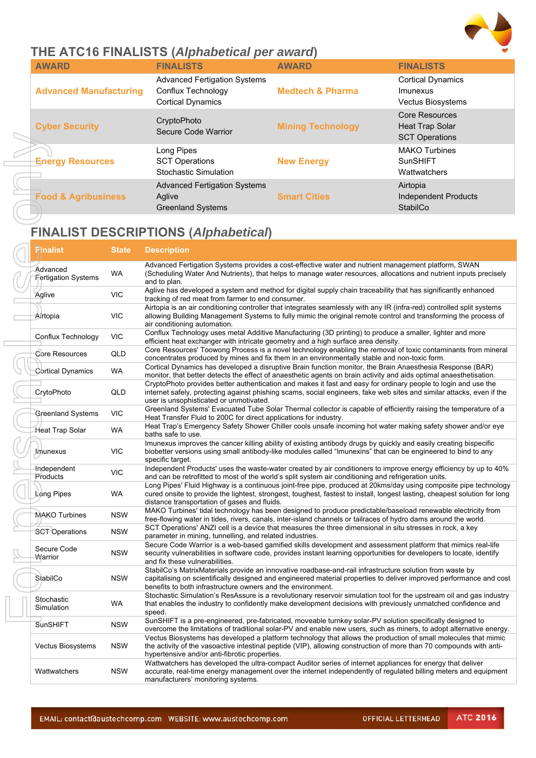## THE ATC16 FINALISTS (*Alphabetical per award*)

| AWARD | FINALISTS | AWARD | FINALISTS |
|---|---|---|---|
| Advanced Manufacturing | Advanced Fertigation Systems<br>Conflux Technology<br>Cortical Dynamics | Medtech & Pharma | Cortical Dynamics<br>Imunexus<br>Vectus Biosystems |
| Cyber Security | CryptoPhoto<br>Secure Code Warrior | Mining Technology | Core Resources<br>Heat Trap Solar<br>SCT Operations |
| Energy Resources | Long Pipes<br>SCT Operations<br>Stochastic Simulation | New Energy | MAKO Turbines<br>SunSHIFT<br>Wattwatchers |
| Food & Agribusiness | Advanced Fertigation Systems<br>Aglive<br>Greenland Systems | Smart Cities | Airtopia<br>Independent Products<br>StabilCo |

## FINALIST DESCRIPTIONS (*Alphabetical*)

| Finalist | State | Description |
|---|---|---|
| Advanced Fertigation Systems | WA | Advanced Fertigation Systems provides a cost-effective water and nutrient management platform, SWAN (Scheduling Water And Nutrients), that helps to manage water resources, allocations and nutrient inputs precisely and to plan. |
| Aglive | VIC | Aglive has developed a system and method for digital supply chain traceability that has significantly enhanced tracking of red meat from farmer to end consumer. |
| Airtopia | VIC | Airtopia is an air conditioning controller that integrates seamlessly with any IR (infra-red) controlled split systems allowing Building Management Systems to fully mimic the original remote control and transforming the process of air conditioning automation. |
| Conflux Technology | VIC | Conflux Technology uses metal Additive Manufacturing (3D printing) to produce a smaller, lighter and more efficient heat exchanger with intricate geometry and a high surface area density. |
| Core Resources | QLD | Core Resources' Toowong Process is a novel technology enabling the removal of toxic contaminants from mineral concentrates produced by mines and fix them in an environmentally stable and non-toxic form. |
| Cortical Dynamics | WA | Cortical Dynamics has developed a disruptive Brain function monitor, the Brain Anaesthesia Response (BAR) monitor, that better detects the effect of anaesthetic agents on brain activity and aids optimal anaesthetisation. |
| CrytoPhoto | QLD | CryptoPhoto provides better authentication and makes it fast and easy for ordinary people to login and use the internet safely, protecting against phishing scams, social engineers, fake web sites and similar attacks, even if the user is unsophisticated or unmotivated. |
| Greenland Systems | VIC | Greenland Systems' Evacuated Tube Solar Thermal collector is capable of efficiently raising the temperature of a Heat Transfer Fluid to 200C for direct applications for industry. |
| Heat Trap Solar | WA | Heat Trap's Emergency Safety Shower Chiller cools unsafe incoming hot water making safety shower and/or eye baths safe to use. |
| Imunexus | VIC | Imunexus improves the cancer killing ability of existing antibody drugs by quickly and easily creating bispecific biobetter versions using small antibody-like modules called "Imunexins" that can be engineered to bind to any specific target. |
| Independent Products | VIC | Independent Products' uses the waste-water created by air conditioners to improve energy efficiency by up to 40% and can be retrofitted to most of the world's split system air conditioning and refrigeration units. |
| Long Pipes | WA | Long Pipes' Fluid Highway is a continuous joint-free pipe, produced at 20kms/day using composite pipe technology cured onsite to provide the lightest, strongest, toughest, fastest to install, longest lasting, cheapest solution for long distance transportation of gases and fluids. |
| MAKO Turbines | NSW | MAKO Turbines' tidal technology has been designed to produce predictable/baseload renewable electricity from free-flowing water in tides, rivers, canals, inter-island channels or tailraces of hydro dams around the world. |
| SCT Operations | NSW | SCT Operations' ANZI cell is a device that measures the three dimensional in situ stresses in rock, a key parameter in mining, tunnelling, and related industries. |
| Secure Code Warrior | NSW | Secure Code Warrior is a web-based gamified skills development and assessment platform that mimics real-life security vulnerabilities in software code, provides instant learning opportunities for developers to locate, identify and fix these vulnerabilities. |
| StabilCo | NSW | StabilCo's MatrixMaterials provide an innovative roadbase-and-rail infrastructure solution from waste by capitalising on scientifically designed and engineered material properties to deliver improved performance and cost benefits to both infrastructure owners and the environment. |
| Stochastic Simulation | WA | Stochastic Simulation's ResAssure is a revolutionary reservoir simulation tool for the upstream oil and gas industry that enables the industry to confidently make development decisions with previously unmatched confidence and speed. |
| SunSHIFT | NSW | SunSHIFT is a pre-engineered, pre-fabricated, moveable turnkey solar-PV solution specifically designed to overcome the limitations of traditional solar-PV and enable new users, such as miners, to adopt alternative energy. |
| Vectus Biosystems | NSW | Vectus Biosystems has developed a platform technology that allows the production of small molecules that mimic the activity of the vasoactive intestinal peptide (VIP), allowing construction of more than 70 compounds with anti-hypertensive and/or anti-fibrotic properties. |
| Wattwatchers | NSW | Wattwatchers has developed the ultra-compact Auditor series of internet appliances for energy that deliver accurate, real-time energy management over the internet independently of regulated billing meters and equipment manufacturers' monitoring systems. |